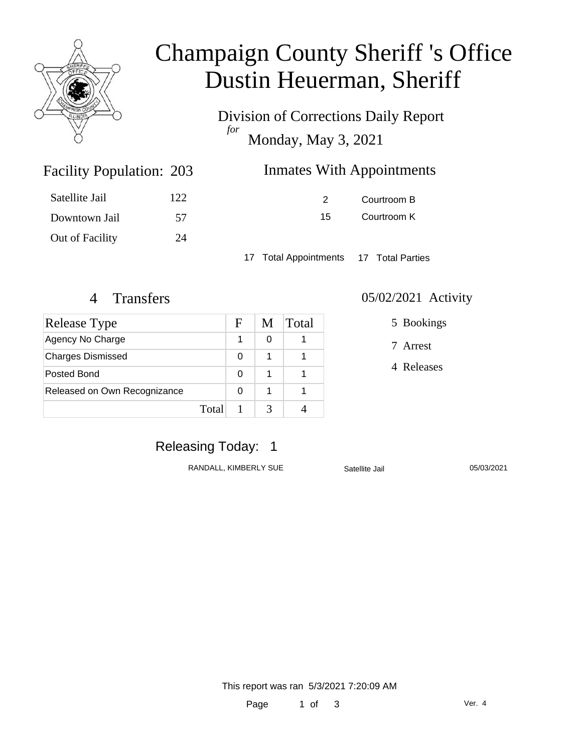# Champaign County Sheriff 's Office
# Dustin Heuerman, Sheriff

Division of Corrections Daily Report
*for*
Monday, May 3, 2021

## Facility Population: 203

| | |
|---|---|
| Satellite Jail | 122 |
| Downtown Jail | 57 |
| Out of Facility | 24 |

## Inmates With Appointments

| | |
|---|---|
| 2 | Courtroom B |
| 15 | Courtroom K |

17 Total Appointments  17 Total Parties

## 4 Transfers

| Release Type | F | M | Total |
|---|---|---|---|
| Agency No Charge | 1 | 0 | 1 |
| Charges Dismissed | 0 | 1 | 1 |
| Posted Bond | 0 | 1 | 1 |
| Released on Own Recognizance | 0 | 1 | 1 |
| Total | 1 | 3 | 4 |

## 05/02/2021 Activity

- 5 Bookings
- 7 Arrest
- 4 Releases

## Releasing Today: 1

| | | |
|---|---|---|
| RANDALL, KIMBERLY SUE | Satellite Jail | 05/03/2021 |

This report was ran 5/3/2021 7:20:09 AM

Ver. 4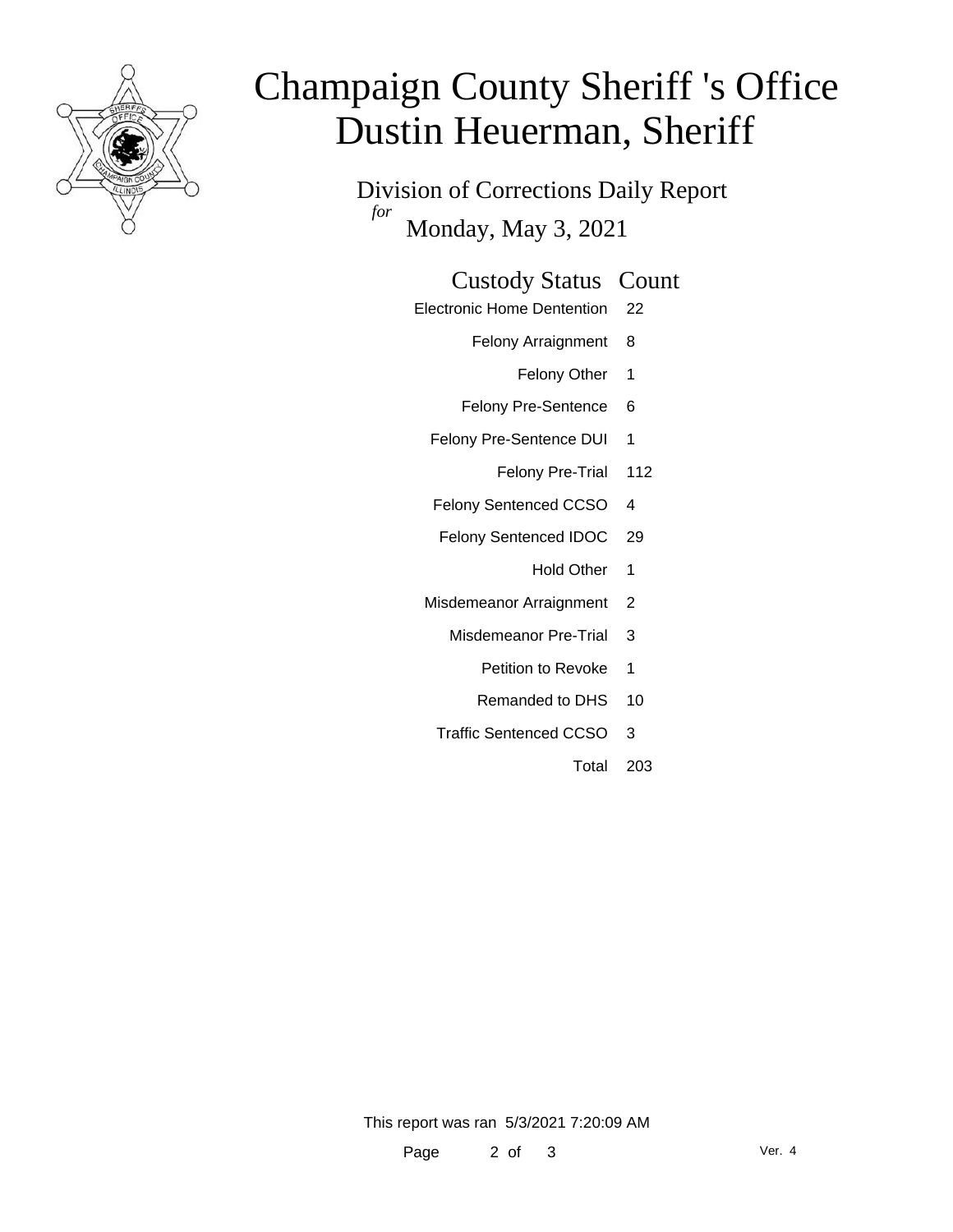# Champaign County Sheriff 's Office
# Dustin Heuerman, Sheriff

Division of Corrections Daily Report
*for*
Monday, May 3, 2021

| Custody Status | Count |
|---|---|
| Electronic Home Dentention | 22 |
| Felony Arraignment | 8 |
| Felony Other | 1 |
| Felony Pre-Sentence | 6 |
| Felony Pre-Sentence DUI | 1 |
| Felony Pre-Trial | 112 |
| Felony Sentenced CCSO | 4 |
| Felony Sentenced IDOC | 29 |
| Hold Other | 1 |
| Misdemeanor Arraignment | 2 |
| Misdemeanor Pre-Trial | 3 |
| Petition to Revoke | 1 |
| Remanded to DHS | 10 |
| Traffic Sentenced CCSO | 3 |
| Total | 203 |

This report was ran 5/3/2021 7:20:09 AM

Ver. 4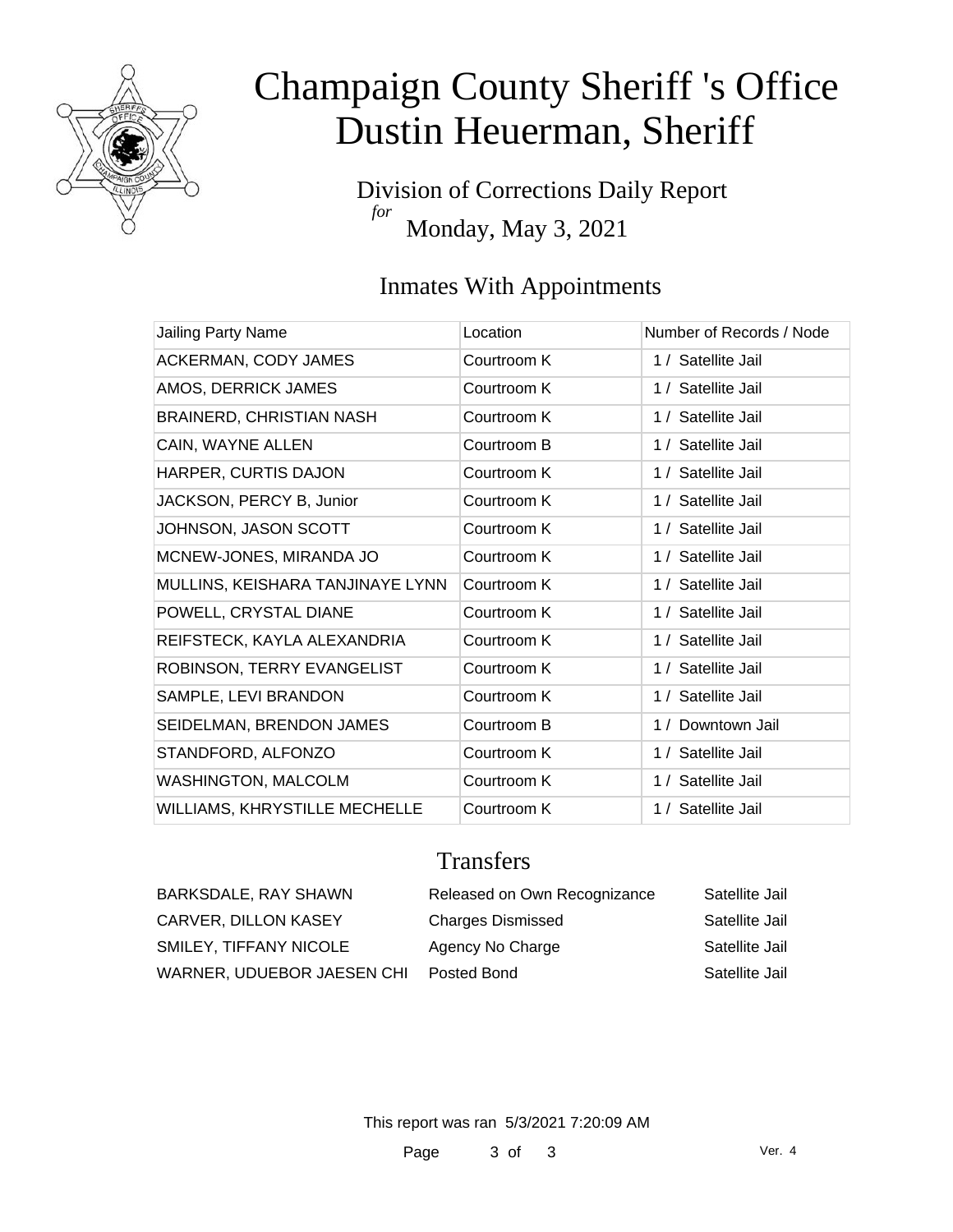# Champaign County Sheriff 's Office
# Dustin Heuerman, Sheriff

Division of Corrections Daily Report
*for*
Monday, May 3, 2021

## Inmates With Appointments

| Jailing Party Name | Location | Number of Records / Node |
|---|---|---|
| ACKERMAN, CODY JAMES | Courtroom K | 1 / Satellite Jail |
| AMOS, DERRICK JAMES | Courtroom K | 1 / Satellite Jail |
| BRAINERD, CHRISTIAN NASH | Courtroom K | 1 / Satellite Jail |
| CAIN, WAYNE ALLEN | Courtroom B | 1 / Satellite Jail |
| HARPER, CURTIS DAJON | Courtroom K | 1 / Satellite Jail |
| JACKSON, PERCY B, Junior | Courtroom K | 1 / Satellite Jail |
| JOHNSON, JASON SCOTT | Courtroom K | 1 / Satellite Jail |
| MCNEW-JONES, MIRANDA JO | Courtroom K | 1 / Satellite Jail |
| MULLINS, KEISHARA TANJINAYE LYNN | Courtroom K | 1 / Satellite Jail |
| POWELL, CRYSTAL DIANE | Courtroom K | 1 / Satellite Jail |
| REIFSTECK, KAYLA ALEXANDRIA | Courtroom K | 1 / Satellite Jail |
| ROBINSON, TERRY EVANGELIST | Courtroom K | 1 / Satellite Jail |
| SAMPLE, LEVI BRANDON | Courtroom K | 1 / Satellite Jail |
| SEIDELMAN, BRENDON JAMES | Courtroom B | 1 / Downtown Jail |
| STANDFORD, ALFONZO | Courtroom K | 1 / Satellite Jail |
| WASHINGTON, MALCOLM | Courtroom K | 1 / Satellite Jail |
| WILLIAMS, KHRYSTILLE MECHELLE | Courtroom K | 1 / Satellite Jail |

## Transfers

| | | |
|---|---|---|
| BARKSDALE, RAY SHAWN | Released on Own Recognizance | Satellite Jail |
| CARVER, DILLON KASEY | Charges Dismissed | Satellite Jail |
| SMILEY, TIFFANY NICOLE | Agency No Charge | Satellite Jail |
| WARNER, UDUEBOR JAESEN CHI | Posted Bond | Satellite Jail |

This report was ran 5/3/2021 7:20:09 AM

Ver. 4